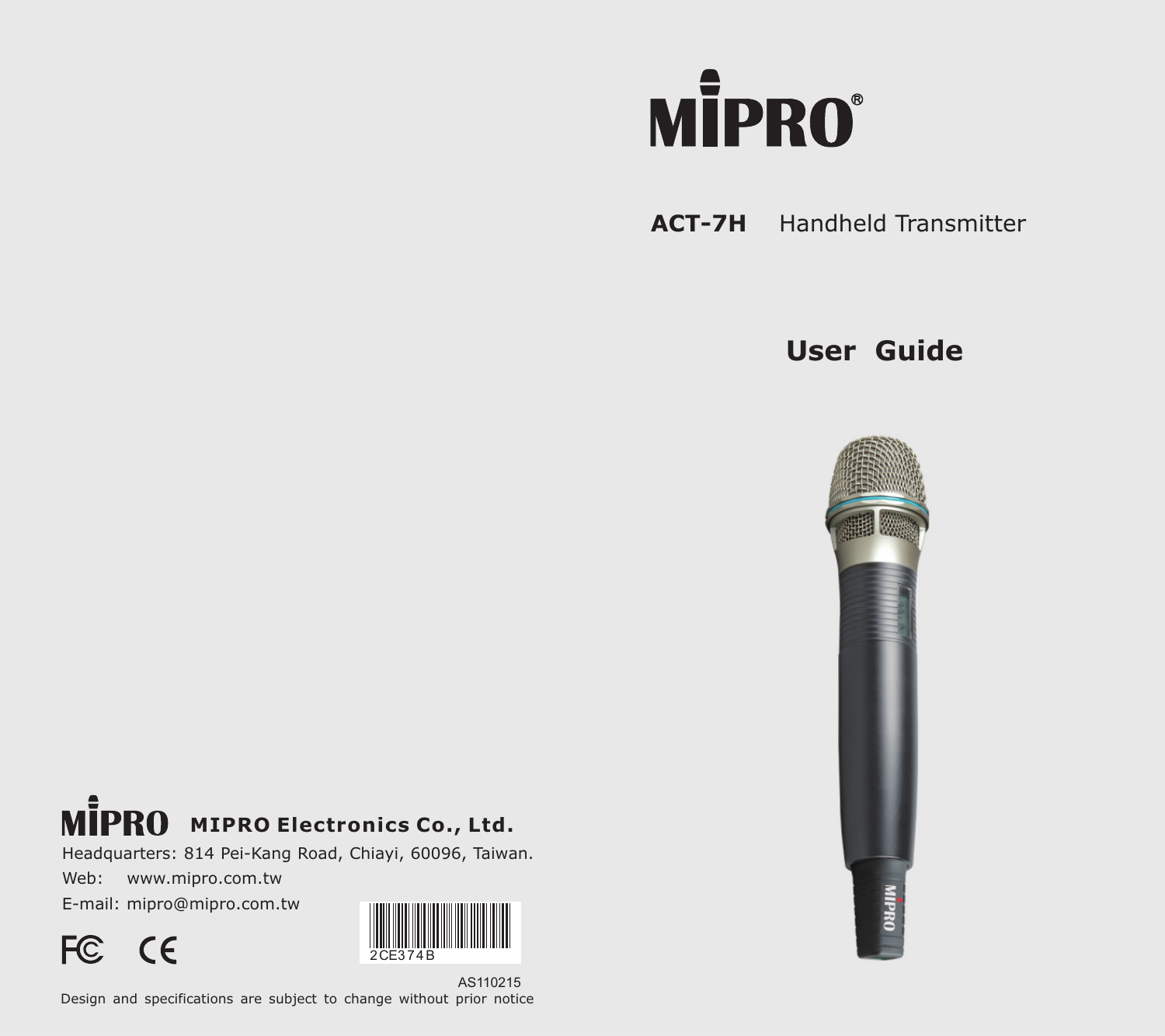# MIPRO®

**ACT-7H** Handheld Transmitter

## User Guide

**MIPRO Electronics Co., Ltd.**

Headquarters: 814 Pei-Kang Road, Chiayi, 60096, Taiwan.

Web: www.mipro.com.tw

E-mail: mipro@mipro.com.tw

2CE374B

AS110215

Design and specifications are subject to change without prior notice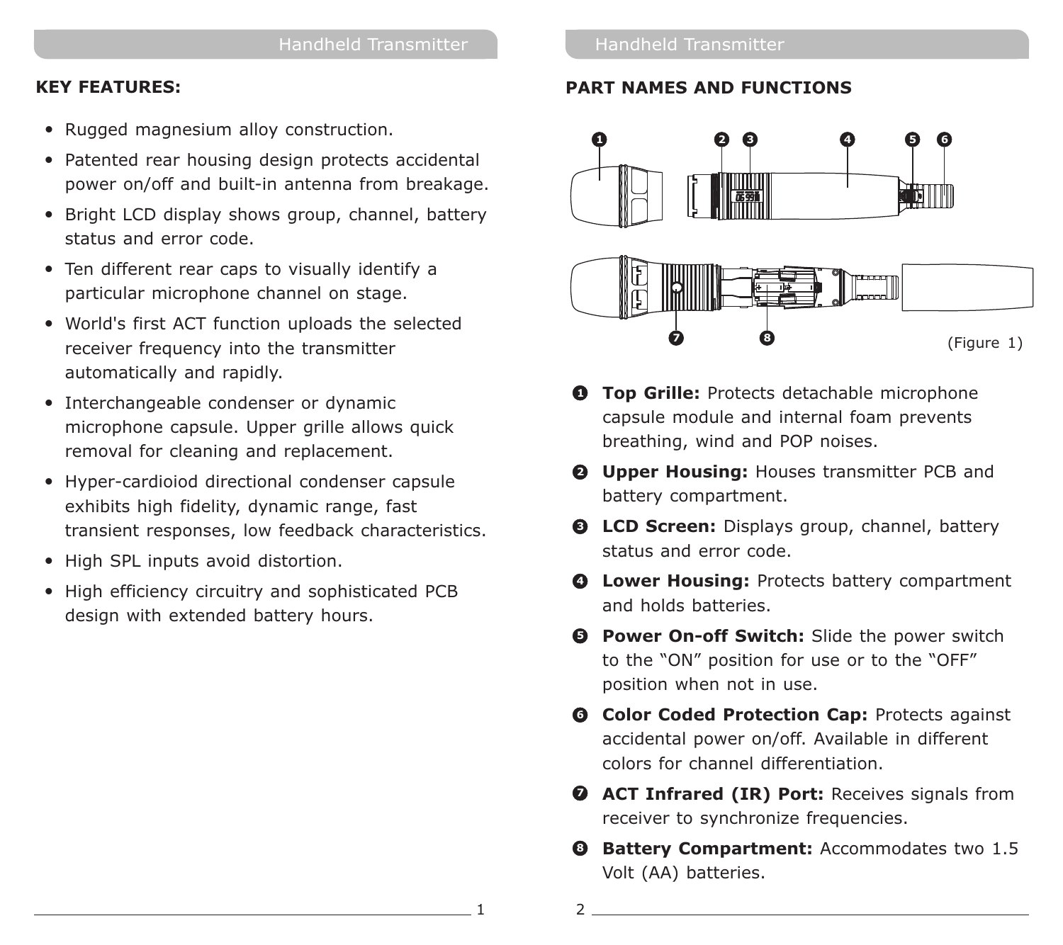## KEY FEATURES:

- Rugged magnesium alloy construction.
- Patented rear housing design protects accidental power on/off and built-in antenna from breakage.
- Bright LCD display shows group, channel, battery status and error code.
- Ten different rear caps to visually identify a particular microphone channel on stage.
- World's first ACT function uploads the selected receiver frequency into the transmitter automatically and rapidly.
- Interchangeable condenser or dynamic microphone capsule. Upper grille allows quick removal for cleaning and replacement.
- Hyper-cardioiod directional condenser capsule exhibits high fidelity, dynamic range, fast transient responses, low feedback characteristics.
- High SPL inputs avoid distortion.
- High efficiency circuitry and sophisticated PCB design with extended battery hours.

## PART NAMES AND FUNCTIONS

(Figure 1)

1. **Top Grille:** Protects detachable microphone capsule module and internal foam prevents breathing, wind and POP noises.
2. **Upper Housing:** Houses transmitter PCB and battery compartment.
3. **LCD Screen:** Displays group, channel, battery status and error code.
4. **Lower Housing:** Protects battery compartment and holds batteries.
5. **Power On-off Switch:** Slide the power switch to the “ON” position for use or to the “OFF” position when not in use.
6. **Color Coded Protection Cap:** Protects against accidental power on/off. Available in different colors for channel differentiation.
7. **ACT Infrared (IR) Port:** Receives signals from receiver to synchronize frequencies.
8. **Battery Compartment:** Accommodates two 1.5 Volt (AA) batteries.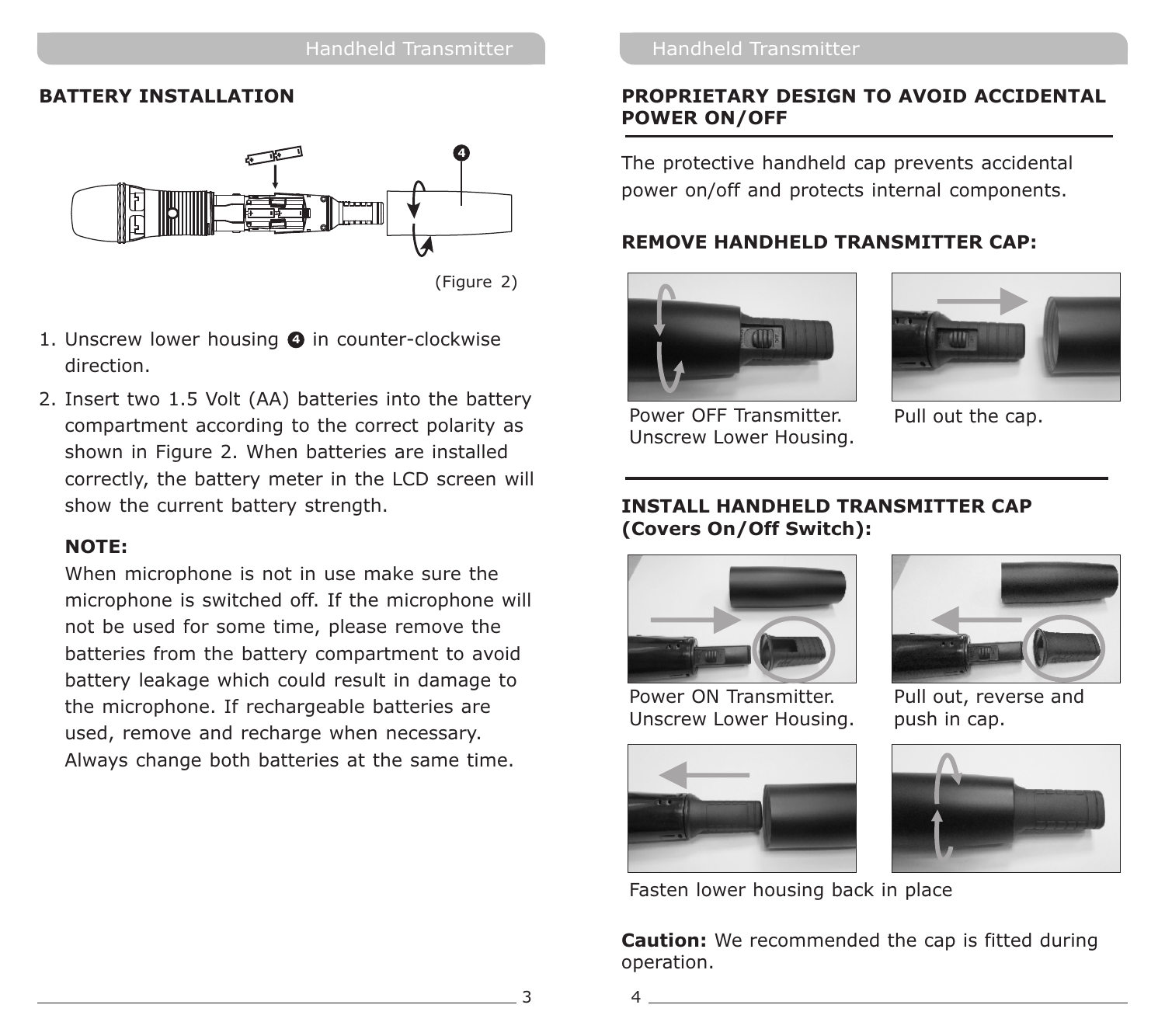## BATTERY INSTALLATION

(Figure 2)

1. Unscrew lower housing ❹ in counter-clockwise direction.
2. Insert two 1.5 Volt (AA) batteries into the battery compartment according to the correct polarity as shown in Figure 2. When batteries are installed correctly, the battery meter in the LCD screen will show the current battery strength.

   **NOTE:**

   When microphone is not in use make sure the microphone is switched off. If the microphone will not be used for some time, please remove the batteries from the battery compartment to avoid battery leakage which could result in damage to the microphone. If rechargeable batteries are used, remove and recharge when necessary. Always change both batteries at the same time.

## PROPRIETARY DESIGN TO AVOID ACCIDENTAL POWER ON/OFF

The protective handheld cap prevents accidental power on/off and protects internal components.

### REMOVE HANDHELD TRANSMITTER CAP:

Power OFF Transmitter. Unscrew Lower Housing.

Pull out the cap.

### INSTALL HANDHELD TRANSMITTER CAP (Covers On/Off Switch):

Power ON Transmitter. Unscrew Lower Housing.

Pull out, reverse and push in cap.

Fasten lower housing back in place

**Caution:** We recommended the cap is fitted during operation.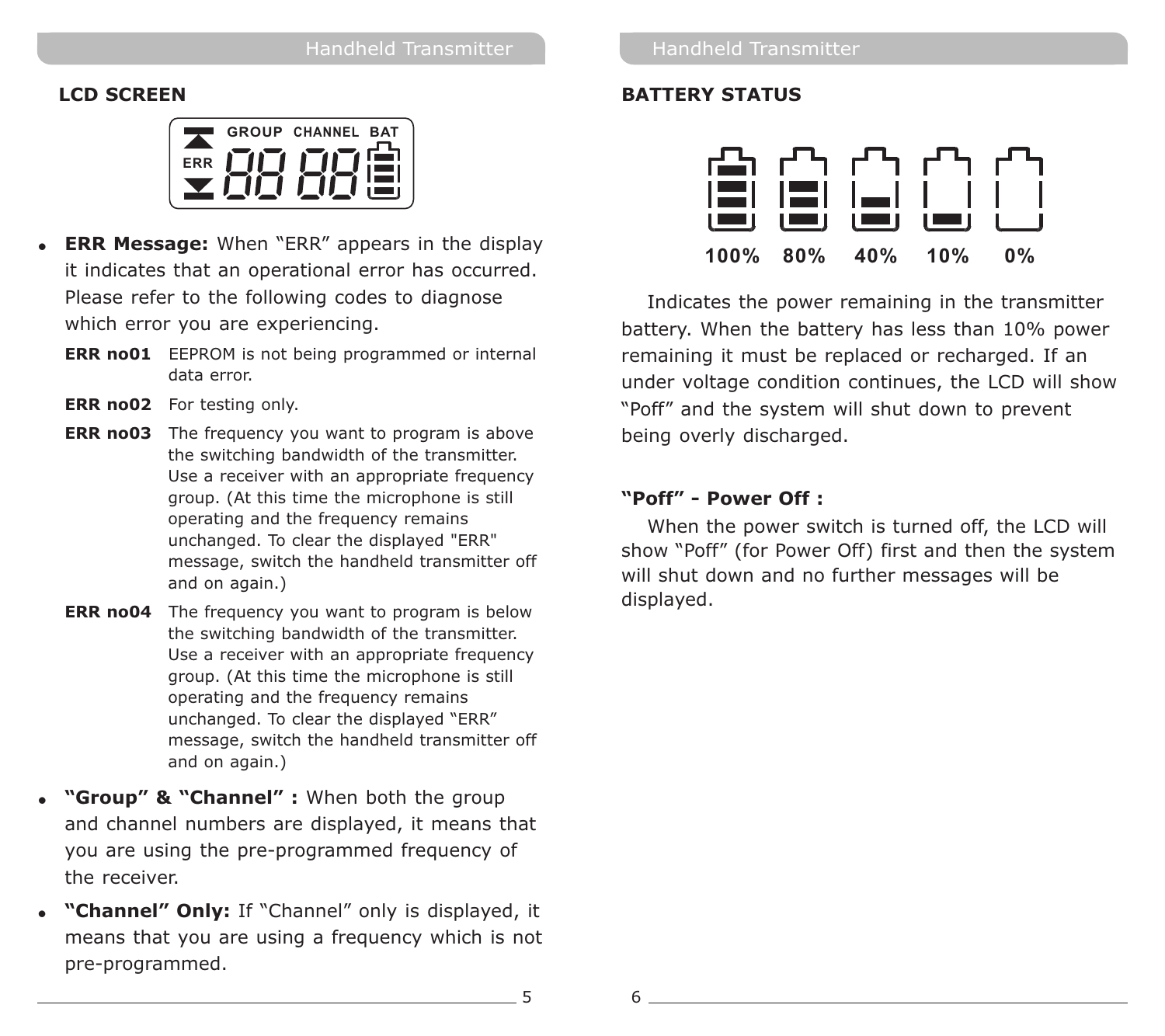## LCD SCREEN

- **ERR Message:** When "ERR" appears in the display it indicates that an operational error has occurred. Please refer to the following codes to diagnose which error you are experiencing.

  **ERR no01** EEPROM is not being programmed or internal data error.

  **ERR no02** For testing only.

  **ERR no03** The frequency you want to program is above the switching bandwidth of the transmitter. Use a receiver with an appropriate frequency group. (At this time the microphone is still operating and the frequency remains unchanged. To clear the displayed "ERR" message, switch the handheld transmitter off and on again.)

  **ERR no04** The frequency you want to program is below the switching bandwidth of the transmitter. Use a receiver with an appropriate frequency group. (At this time the microphone is still operating and the frequency remains unchanged. To clear the displayed "ERR" message, switch the handheld transmitter off and on again.)

- **"Group" & "Channel" :** When both the group and channel numbers are displayed, it means that you are using the pre-programmed frequency of the receiver.
- **"Channel" Only:** If "Channel" only is displayed, it means that you are using a frequency which is not pre-programmed.

## BATTERY STATUS

100% 80% 40% 10% 0%

Indicates the power remaining in the transmitter battery. When the battery has less than 10% power remaining it must be replaced or recharged. If an under voltage condition continues, the LCD will show "Poff" and the system will shut down to prevent being overly discharged.

**"Poff" - Power Off :**

When the power switch is turned off, the LCD will show "Poff" (for Power Off) first and then the system will shut down and no further messages will be displayed.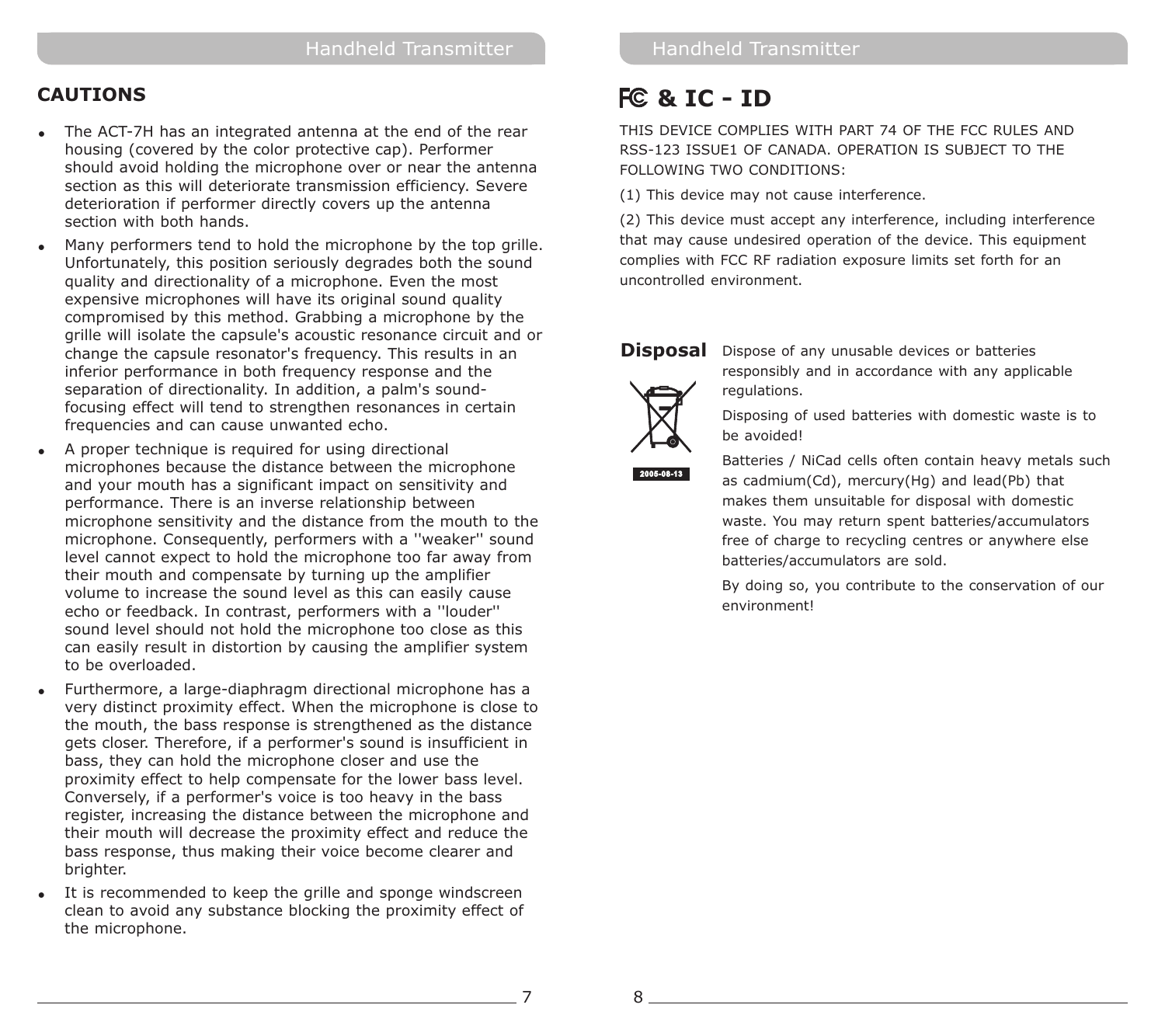## CAUTIONS

- The ACT-7H has an integrated antenna at the end of the rear housing (covered by the color protective cap). Performer should avoid holding the microphone over or near the antenna section as this will deteriorate transmission efficiency. Severe deterioration if performer directly covers up the antenna section with both hands.
- Many performers tend to hold the microphone by the top grille. Unfortunately, this position seriously degrades both the sound quality and directionality of a microphone. Even the most expensive microphones will have its original sound quality compromised by this method. Grabbing a microphone by the grille will isolate the capsule's acoustic resonance circuit and or change the capsule resonator's frequency. This results in an inferior performance in both frequency response and the separation of directionality. In addition, a palm's sound-focusing effect will tend to strengthen resonances in certain frequencies and can cause unwanted echo.
- A proper technique is required for using directional microphones because the distance between the microphone and your mouth has a significant impact on sensitivity and performance. There is an inverse relationship between microphone sensitivity and the distance from the mouth to the microphone. Consequently, performers with a ''weaker'' sound level cannot expect to hold the microphone too far away from their mouth and compensate by turning up the amplifier volume to increase the sound level as this can easily cause echo or feedback. In contrast, performers with a ''louder'' sound level should not hold the microphone too close as this can easily result in distortion by causing the amplifier system to be overloaded.
- Furthermore, a large-diaphragm directional microphone has a very distinct proximity effect. When the microphone is close to the mouth, the bass response is strengthened as the distance gets closer. Therefore, if a performer's sound is insufficient in bass, they can hold the microphone closer and use the proximity effect to help compensate for the lower bass level. Conversely, if a performer's voice is too heavy in the bass register, increasing the distance between the microphone and their mouth will decrease the proximity effect and reduce the bass response, thus making their voice become clearer and brighter.
- It is recommended to keep the grille and sponge windscreen clean to avoid any substance blocking the proximity effect of the microphone.

## FC & IC - ID

THIS DEVICE COMPLIES WITH PART 74 OF THE FCC RULES AND RSS-123 ISSUE1 OF CANADA. OPERATION IS SUBJECT TO THE FOLLOWING TWO CONDITIONS:

(1) This device may not cause interference.

(2) This device must accept any interference, including interference that may cause undesired operation of the device. This equipment complies with FCC RF radiation exposure limits set forth for an uncontrolled environment.

**Disposal**

2005-08-13

Dispose of any unusable devices or batteries responsibly and in accordance with any applicable regulations.

Disposing of used batteries with domestic waste is to be avoided!

Batteries / NiCad cells often contain heavy metals such as cadmium(Cd), mercury(Hg) and lead(Pb) that makes them unsuitable for disposal with domestic waste. You may return spent batteries/accumulators free of charge to recycling centres or anywhere else batteries/accumulators are sold.

By doing so, you contribute to the conservation of our environment!